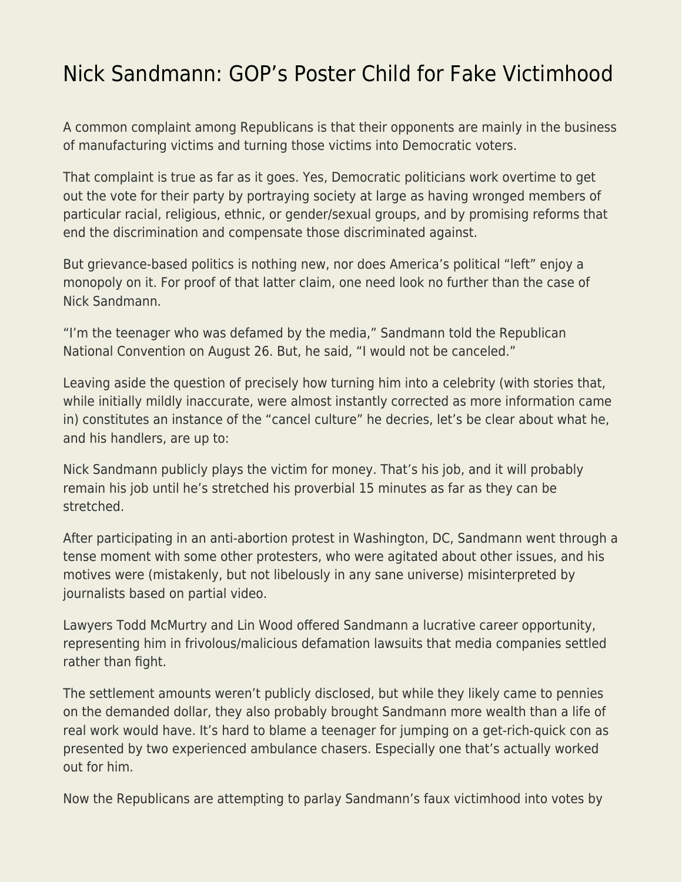# Nick Sandmann: GOP's Poster Child for Fake Victimhood

A common complaint among Republicans is that their opponents are mainly in the business of manufacturing victims and turning those victims into Democratic voters.

That complaint is true as far as it goes. Yes, Democratic politicians work overtime to get out the vote for their party by portraying society at large as having wronged members of particular racial, religious, ethnic, or gender/sexual groups, and by promising reforms that end the discrimination and compensate those discriminated against.

But grievance-based politics is nothing new, nor does America's political "left" enjoy a monopoly on it. For proof of that latter claim, one need look no further than the case of Nick Sandmann.

"I'm the teenager who was defamed by the media," Sandmann told the Republican National Convention on August 26. But, he said, "I would not be canceled."

Leaving aside the question of precisely how turning him into a celebrity (with stories that, while initially mildly inaccurate, were almost instantly corrected as more information came in) constitutes an instance of the "cancel culture" he decries, let's be clear about what he, and his handlers, are up to:

Nick Sandmann publicly plays the victim for money. That's his job, and it will probably remain his job until he's stretched his proverbial 15 minutes as far as they can be stretched.

After participating in an anti-abortion protest in Washington, DC, Sandmann went through a tense moment with some other protesters, who were agitated about other issues, and his motives were (mistakenly, but not libelously in any sane universe) misinterpreted by journalists based on partial video.

Lawyers Todd McMurtry and Lin Wood offered Sandmann a lucrative career opportunity, representing him in frivolous/malicious defamation lawsuits that media companies settled rather than fight.

The settlement amounts weren't publicly disclosed, but while they likely came to pennies on the demanded dollar, they also probably brought Sandmann more wealth than a life of real work would have. It's hard to blame a teenager for jumping on a get-rich-quick con as presented by two experienced ambulance chasers. Especially one that's actually worked out for him.

Now the Republicans are attempting to parlay Sandmann's faux victimhood into votes by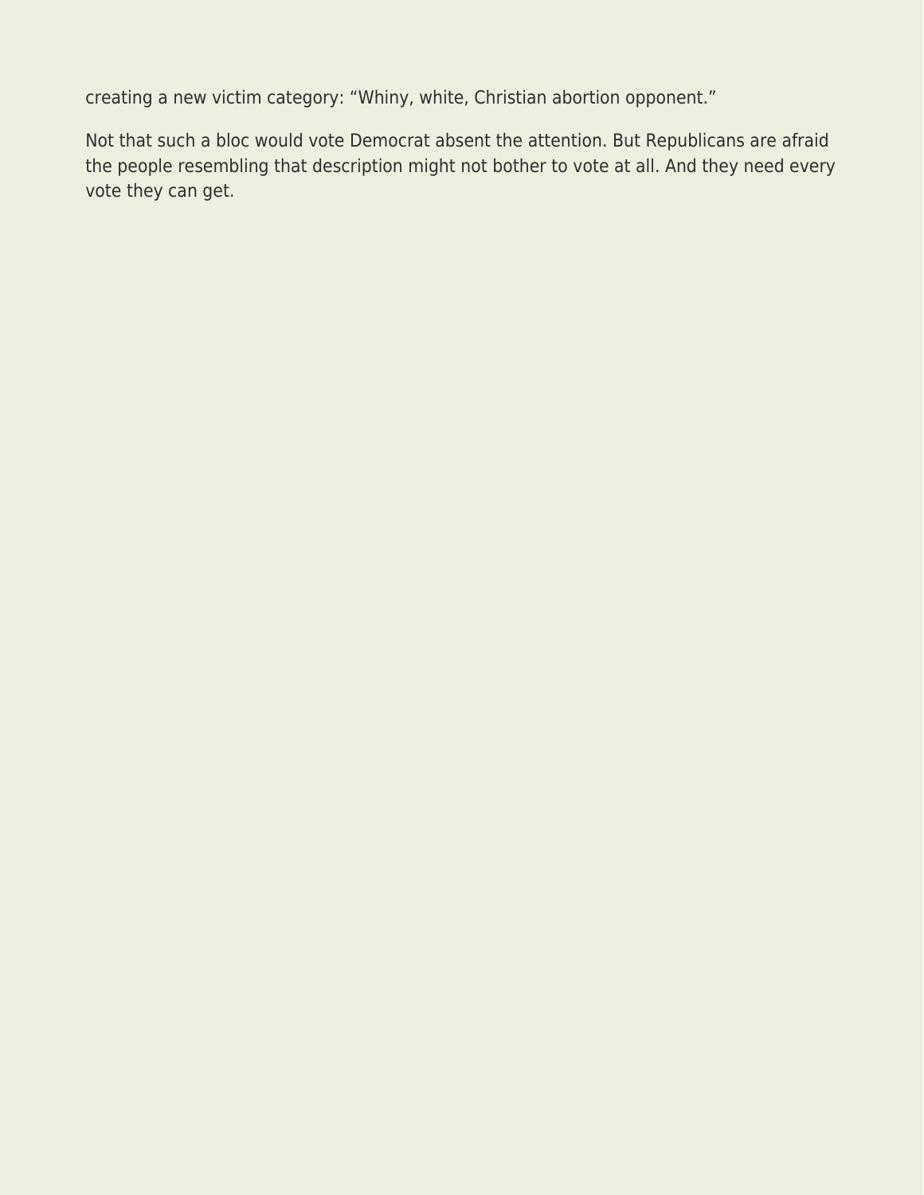creating a new victim category: "Whiny, white, Christian abortion opponent."

Not that such a bloc would vote Democrat absent the attention. But Republicans are afraid the people resembling that description might not bother to vote at all. And they need every vote they can get.